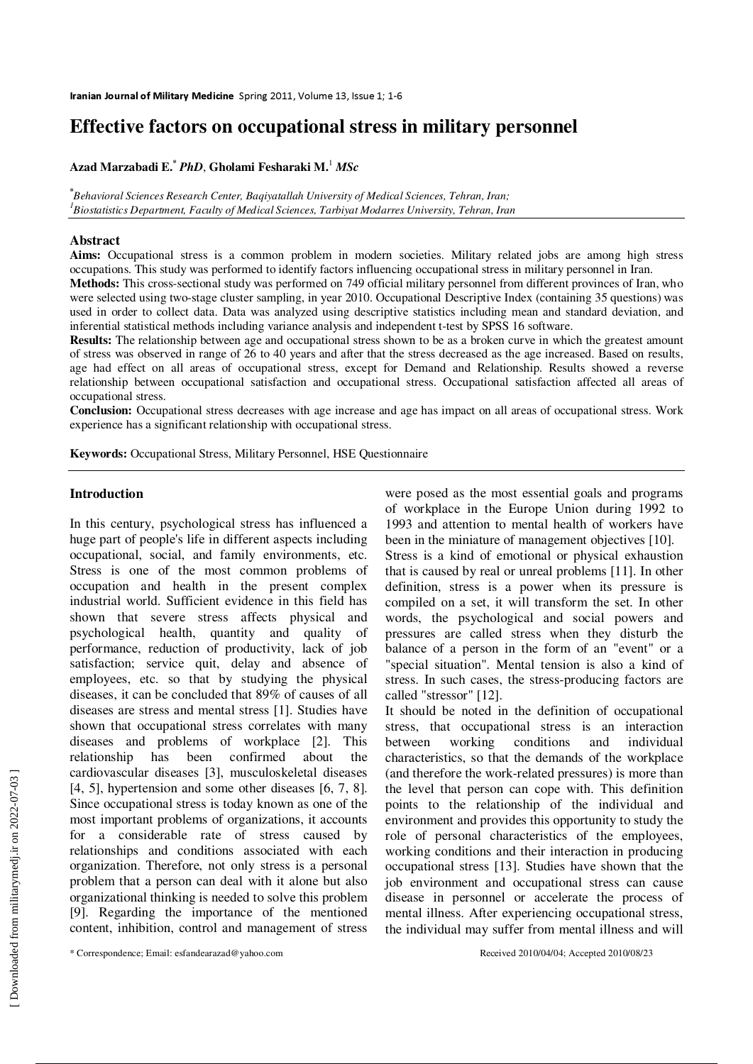# Effective factors on occupational stress in military personnel

**Azad Marzabadi E.*** ***PhD***, **Gholami Fesharaki M.**[1] ***MSc***

*[*] Behavioral Sciences Research Center, Baqiyatallah University of Medical Sciences, Tehran, Iran;*
*[1] Biostatistics Department, Faculty of Medical Sciences, Tarbiyat Modarres University, Tehran, Iran*

## Abstract

**Aims:** Occupational stress is a common problem in modern societies. Military related jobs are among high stress occupations. This study was performed to identify factors influencing occupational stress in military personnel in Iran.

**Methods:** This cross-sectional study was performed on 749 official military personnel from different provinces of Iran, who were selected using two-stage cluster sampling, in year 2010. Occupational Descriptive Index (containing 35 questions) was used in order to collect data. Data was analyzed using descriptive statistics including mean and standard deviation, and inferential statistical methods including variance analysis and independent t-test by SPSS 16 software.

**Results:** The relationship between age and occupational stress shown to be as a broken curve in which the greatest amount of stress was observed in range of 26 to 40 years and after that the stress decreased as the age increased. Based on results, age had effect on all areas of occupational stress, except for Demand and Relationship. Results showed a reverse relationship between occupational satisfaction and occupational stress. Occupational satisfaction affected all areas of occupational stress.

**Conclusion:** Occupational stress decreases with age increase and age has impact on all areas of occupational stress. Work experience has a significant relationship with occupational stress.

**Keywords:** Occupational Stress, Military Personnel, HSE Questionnaire

## Introduction

In this century, psychological stress has influenced a huge part of people's life in different aspects including occupational, social, and family environments, etc. Stress is one of the most common problems of occupation and health in the present complex industrial world. Sufficient evidence in this field has shown that severe stress affects physical and psychological health, quantity and quality of performance, reduction of productivity, lack of job satisfaction; service quit, delay and absence of employees, etc. so that by studying the physical diseases, it can be concluded that 89% of causes of all diseases are stress and mental stress [1]. Studies have shown that occupational stress correlates with many diseases and problems of workplace [2]. This relationship has been confirmed about the cardiovascular diseases [3], musculoskeletal diseases [4, 5], hypertension and some other diseases [6, 7, 8]. Since occupational stress is today known as one of the most important problems of organizations, it accounts for a considerable rate of stress caused by relationships and conditions associated with each organization. Therefore, not only stress is a personal problem that a person can deal with it alone but also organizational thinking is needed to solve this problem [9]. Regarding the importance of the mentioned content, inhibition, control and management of stress were posed as the most essential goals and programs of workplace in the Europe Union during 1992 to 1993 and attention to mental health of workers have been in the miniature of management objectives [10].

Stress is a kind of emotional or physical exhaustion that is caused by real or unreal problems [11]. In other definition, stress is a power when its pressure is compiled on a set, it will transform the set. In other words, the psychological and social powers and pressures are called stress when they disturb the balance of a person in the form of an "event" or a "special situation". Mental tension is also a kind of stress. In such cases, the stress-producing factors are called "stressor" [12].

It should be noted in the definition of occupational stress, that occupational stress is an interaction between working conditions and individual characteristics, so that the demands of the workplace (and therefore the work-related pressures) is more than the level that person can cope with. This definition points to the relationship of the individual and environment and provides this opportunity to study the role of personal characteristics of the employees, working conditions and their interaction in producing occupational stress [13]. Studies have shown that the job environment and occupational stress can cause disease in personnel or accelerate the process of mental illness. After experiencing occupational stress, the individual may suffer from mental illness and will

* Correspondence; Email: esfandearazad@yahoo.com

Received 2010/04/04; Accepted 2010/08/23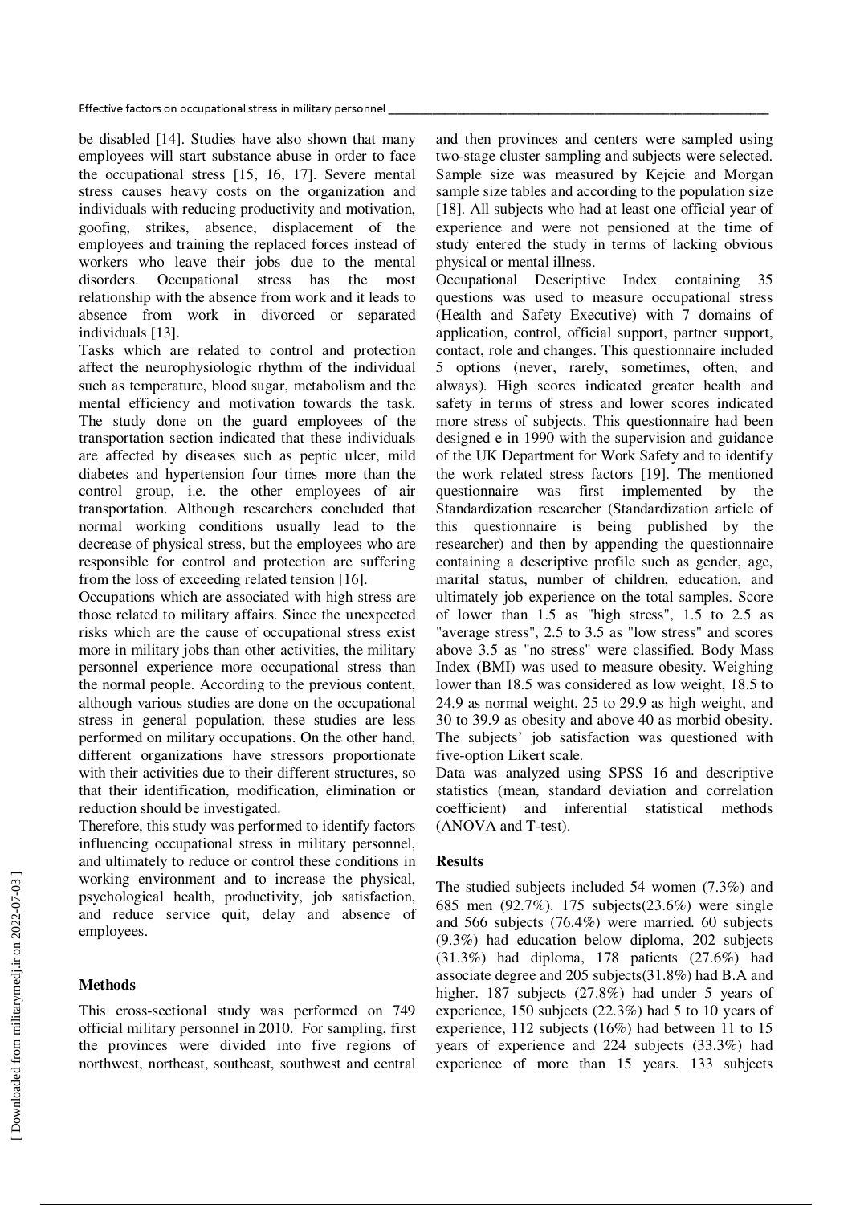be disabled [14]. Studies have also shown that many employees will start substance abuse in order to face the occupational stress [15, 16, 17]. Severe mental stress causes heavy costs on the organization and individuals with reducing productivity and motivation, goofing, strikes, absence, displacement of the employees and training the replaced forces instead of workers who leave their jobs due to the mental disorders. Occupational stress has the most relationship with the absence from work and it leads to absence from work in divorced or separated individuals [13].

Tasks which are related to control and protection affect the neurophysiologic rhythm of the individual such as temperature, blood sugar, metabolism and the mental efficiency and motivation towards the task. The study done on the guard employees of the transportation section indicated that these individuals are affected by diseases such as peptic ulcer, mild diabetes and hypertension four times more than the control group, i.e. the other employees of air transportation. Although researchers concluded that normal working conditions usually lead to the decrease of physical stress, but the employees who are responsible for control and protection are suffering from the loss of exceeding related tension [16].

Occupations which are associated with high stress are those related to military affairs. Since the unexpected risks which are the cause of occupational stress exist more in military jobs than other activities, the military personnel experience more occupational stress than the normal people. According to the previous content, although various studies are done on the occupational stress in general population, these studies are less performed on military occupations. On the other hand, different organizations have stressors proportionate with their activities due to their different structures, so that their identification, modification, elimination or reduction should be investigated.

Therefore, this study was performed to identify factors influencing occupational stress in military personnel, and ultimately to reduce or control these conditions in working environment and to increase the physical, psychological health, productivity, job satisfaction, and reduce service quit, delay and absence of employees.

## Methods

This cross-sectional study was performed on 749 official military personnel in 2010. For sampling, first the provinces were divided into five regions of northwest, northeast, southeast, southwest and central and then provinces and centers were sampled using two-stage cluster sampling and subjects were selected. Sample size was measured by Kejcie and Morgan sample size tables and according to the population size [18]. All subjects who had at least one official year of experience and were not pensioned at the time of study entered the study in terms of lacking obvious physical or mental illness.

Occupational Descriptive Index containing 35 questions was used to measure occupational stress (Health and Safety Executive) with 7 domains of application, control, official support, partner support, contact, role and changes. This questionnaire included 5 options (never, rarely, sometimes, often, and always). High scores indicated greater health and safety in terms of stress and lower scores indicated more stress of subjects. This questionnaire had been designed e in 1990 with the supervision and guidance of the UK Department for Work Safety and to identify the work related stress factors [19]. The mentioned questionnaire was first implemented by the Standardization researcher (Standardization article of this questionnaire is being published by the researcher) and then by appending the questionnaire containing a descriptive profile such as gender, age, marital status, number of children, education, and ultimately job experience on the total samples. Score of lower than 1.5 as "high stress", 1.5 to 2.5 as "average stress", 2.5 to 3.5 as "low stress" and scores above 3.5 as "no stress" were classified. Body Mass Index (BMI) was used to measure obesity. Weighing lower than 18.5 was considered as low weight, 18.5 to 24.9 as normal weight, 25 to 29.9 as high weight, and 30 to 39.9 as obesity and above 40 as morbid obesity. The subjects' job satisfaction was questioned with five-option Likert scale.

Data was analyzed using SPSS 16 and descriptive statistics (mean, standard deviation and correlation coefficient) and inferential statistical methods (ANOVA and T-test).

## Results

The studied subjects included 54 women (7.3%) and 685 men (92.7%). 175 subjects(23.6%) were single and 566 subjects (76.4%) were married. 60 subjects (9.3%) had education below diploma, 202 subjects (31.3%) had diploma, 178 patients (27.6%) had associate degree and 205 subjects(31.8%) had B.A and higher. 187 subjects (27.8%) had under 5 years of experience, 150 subjects (22.3%) had 5 to 10 years of experience, 112 subjects (16%) had between 11 to 15 years of experience and 224 subjects (33.3%) had experience of more than 15 years. 133 subjects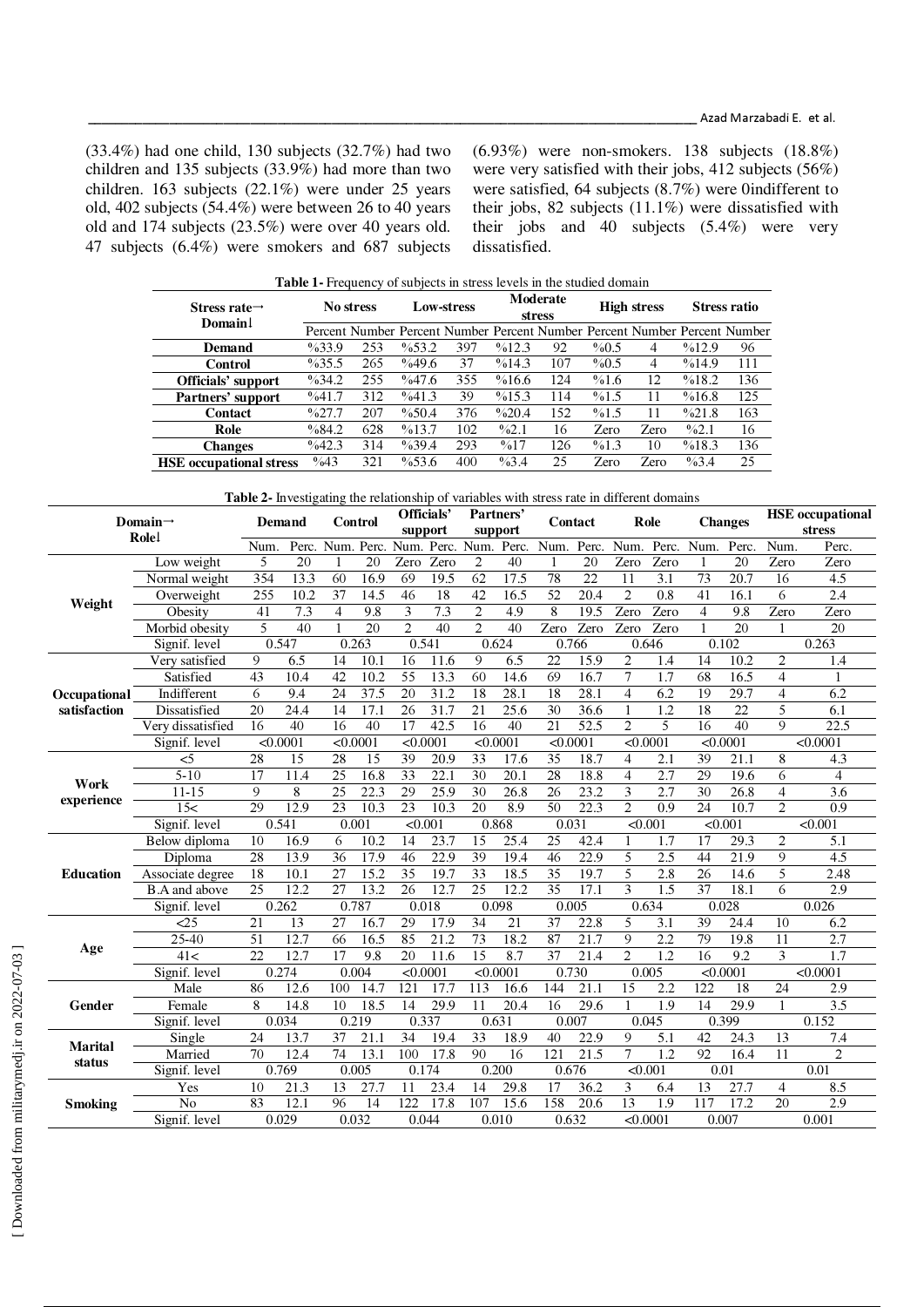(33.4%) had one child, 130 subjects (32.7%) had two children and 135 subjects (33.9%) had more than two children. 163 subjects (22.1%) were under 25 years old, 402 subjects (54.4%) were between 26 to 40 years old and 174 subjects (23.5%) were over 40 years old. 47 subjects (6.4%) were smokers and 687 subjects (6.93%) were non-smokers. 138 subjects (18.8%) were very satisfied with their jobs, 412 subjects (56%) were satisfied, 64 subjects (8.7%) were 0indifferent to their jobs, 82 subjects (11.1%) were dissatisfied with their jobs and 40 subjects (5.4%) were very dissatisfied.

**Table 1-** Frequency of subjects in stress levels in the studied domain

| Stress rate→ Domain↓ | No stress | | Low-stress | | Moderate stress | | High stress | | Stress ratio | |
|---|---|---|---|---|---|---|---|---|---|---|
| | Percent | Number | Percent | Number | Percent | Number | Percent | Number | Percent | Number |
| **Demand** | %33.9 | 253 | %53.2 | 397 | %12.3 | 92 | %0.5 | 4 | %12.9 | 96 |
| **Control** | %35.5 | 265 | %49.6 | 37 | %14.3 | 107 | %0.5 | 4 | %14.9 | 111 |
| **Officials' support** | %34.2 | 255 | %47.6 | 355 | %16.6 | 124 | %1.6 | 12 | %18.2 | 136 |
| **Partners' support** | %41.7 | 312 | %41.3 | 39 | %15.3 | 114 | %1.5 | 11 | %16.8 | 125 |
| **Contact** | %27.7 | 207 | %50.4 | 376 | %20.4 | 152 | %1.5 | 11 | %21.8 | 163 |
| **Role** | %84.2 | 628 | %13.7 | 102 | %2.1 | 16 | Zero | Zero | %2.1 | 16 |
| **Changes** | %42.3 | 314 | %39.4 | 293 | %17 | 126 | %1.3 | 10 | %18.3 | 136 |
| **HSE occupational stress** | %43 | 321 | %53.6 | 400 | %3.4 | 25 | Zero | Zero | %3.4 | 25 |

**Table 2-** Investigating the relationship of variables with stress rate in different domains

| Domain→ Role↓ | | Demand | | Control | | Officials' support | | Partners' support | | Contact | | Role | | Changes | | HSE occupational stress | |
|---|---|---|---|---|---|---|---|---|---|---|---|---|---|---|---|---|---|
| | | Num. | Perc. | Num. | Perc. | Num. | Perc. | Num. | Perc. | Num. | Perc. | Num. | Perc. | Num. | Perc. | Num. | Perc. |
| **Weight** | Low weight | 5 | 20 | 1 | 20 | Zero | Zero | 2 | 40 | 1 | 20 | Zero | Zero | 1 | 20 | Zero | Zero |
| | Normal weight | 354 | 13.3 | 60 | 16.9 | 69 | 19.5 | 62 | 17.5 | 78 | 22 | 11 | 3.1 | 73 | 20.7 | 16 | 4.5 |
| | Overweight | 255 | 10.2 | 37 | 14.5 | 46 | 18 | 42 | 16.5 | 52 | 20.4 | 2 | 0.8 | 41 | 16.1 | 6 | 2.4 |
| | Obesity | 41 | 7.3 | 4 | 9.8 | 3 | 7.3 | 2 | 4.9 | 8 | 19.5 | Zero | Zero | 4 | 9.8 | Zero | Zero |
| | Morbid obesity | 5 | 40 | 1 | 20 | 2 | 40 | 2 | 40 | Zero | Zero | Zero | Zero | 1 | 20 | 1 | 20 |
| | Signif. level | 0.547 | | 0.263 | | 0.541 | | 0.624 | | 0.766 | | 0.646 | | 0.102 | | 0.263 | |
| **Occupational satisfaction** | Very satisfied | 9 | 6.5 | 14 | 10.1 | 16 | 11.6 | 9 | 6.5 | 22 | 15.9 | 2 | 1.4 | 14 | 10.2 | 2 | 1.4 |
| | Satisfied | 43 | 10.4 | 42 | 10.2 | 55 | 13.3 | 60 | 14.6 | 69 | 16.7 | 7 | 1.7 | 68 | 16.5 | 4 | 1 |
| | Indifferent | 6 | 9.4 | 24 | 37.5 | 20 | 31.2 | 18 | 28.1 | 18 | 28.1 | 4 | 6.2 | 19 | 29.7 | 4 | 6.2 |
| | Dissatisfied | 20 | 24.4 | 14 | 17.1 | 26 | 31.7 | 21 | 25.6 | 30 | 36.6 | 1 | 1.2 | 18 | 22 | 5 | 6.1 |
| | Very dissatisfied | 16 | 40 | 16 | 40 | 17 | 42.5 | 16 | 40 | 21 | 52.5 | 2 | 5 | 16 | 40 | 9 | 22.5 |
| | Signif. level | <0.0001 | | <0.0001 | | <0.0001 | | <0.0001 | | <0.0001 | | <0.0001 | | <0.0001 | | <0.0001 | |
| **Work experience** | <5 | 28 | 15 | 28 | 15 | 39 | 20.9 | 33 | 17.6 | 35 | 18.7 | 4 | 2.1 | 39 | 21.1 | 8 | 4.3 |
| | 5-10 | 17 | 11.4 | 25 | 16.8 | 33 | 22.1 | 30 | 20.1 | 28 | 18.8 | 4 | 2.7 | 29 | 19.6 | 6 | 4 |
| | 11-15 | 9 | 8 | 25 | 22.3 | 29 | 25.9 | 30 | 26.8 | 26 | 23.2 | 3 | 2.7 | 30 | 26.8 | 4 | 3.6 |
| | 15< | 29 | 12.9 | 23 | 10.3 | 23 | 10.3 | 20 | 8.9 | 50 | 22.3 | 2 | 0.9 | 24 | 10.7 | 2 | 0.9 |
| | Signif. level | 0.541 | | 0.001 | | <0.001 | | 0.868 | | 0.031 | | <0.001 | | <0.001 | | <0.001 | |
| **Education** | Below diploma | 10 | 16.9 | 6 | 10.2 | 14 | 23.7 | 15 | 25.4 | 25 | 42.4 | 1 | 1.7 | 17 | 29.3 | 2 | 5.1 |
| | Diploma | 28 | 13.9 | 36 | 17.9 | 46 | 22.9 | 39 | 19.4 | 46 | 22.9 | 5 | 2.5 | 44 | 21.9 | 9 | 4.5 |
| | Associate degree | 18 | 10.1 | 27 | 15.2 | 35 | 19.7 | 33 | 18.5 | 35 | 19.7 | 5 | 2.8 | 26 | 14.6 | 5 | 2.48 |
| | B.A and above | 25 | 12.2 | 27 | 13.2 | 26 | 12.7 | 25 | 12.2 | 35 | 17.1 | 3 | 1.5 | 37 | 18.1 | 6 | 2.9 |
| | Signif. level | 0.262 | | 0.787 | | 0.018 | | 0.098 | | 0.005 | | 0.634 | | 0.028 | | 0.026 | |
| **Age** | <25 | 21 | 13 | 27 | 16.7 | 29 | 17.9 | 34 | 21 | 37 | 22.8 | 5 | 3.1 | 39 | 24.4 | 10 | 6.2 |
| | 25-40 | 51 | 12.7 | 66 | 16.5 | 85 | 21.2 | 73 | 18.2 | 87 | 21.7 | 9 | 2.2 | 79 | 19.8 | 11 | 2.7 |
| | 41< | 22 | 12.7 | 17 | 9.8 | 20 | 11.6 | 15 | 8.7 | 37 | 21.4 | 2 | 1.2 | 16 | 9.2 | 3 | 1.7 |
| | Signif. level | 0.274 | | 0.004 | | <0.0001 | | <0.0001 | | 0.730 | | 0.005 | | <0.0001 | | <0.0001 | |
| **Gender** | Male | 86 | 12.6 | 100 | 14.7 | 121 | 17.7 | 113 | 16.6 | 144 | 21.1 | 15 | 2.2 | 122 | 18 | 24 | 2.9 |
| | Female | 8 | 14.8 | 10 | 18.5 | 14 | 29.9 | 11 | 20.4 | 16 | 29.6 | 1 | 1.9 | 14 | 29.9 | 1 | 3.5 |
| | Signif. level | 0.034 | | 0.219 | | 0.337 | | 0.631 | | 0.007 | | 0.045 | | 0.399 | | 0.152 | |
| **Marital status** | Single | 24 | 13.7 | 37 | 21.1 | 34 | 19.4 | 33 | 18.9 | 40 | 22.9 | 9 | 5.1 | 42 | 24.3 | 13 | 7.4 |
| | Married | 70 | 12.4 | 74 | 13.1 | 100 | 17.8 | 90 | 16 | 121 | 21.5 | 7 | 1.2 | 92 | 16.4 | 11 | 2 |
| | Signif. level | 0.769 | | 0.005 | | 0.174 | | 0.200 | | 0.676 | | <0.001 | | 0.01 | | 0.01 | |
| **Smoking** | Yes | 10 | 21.3 | 13 | 27.7 | 11 | 23.4 | 14 | 29.8 | 17 | 36.2 | 3 | 6.4 | 13 | 27.7 | 4 | 8.5 |
| | No | 83 | 12.1 | 96 | 14 | 122 | 17.8 | 107 | 15.6 | 158 | 20.6 | 13 | 1.9 | 117 | 17.2 | 20 | 2.9 |
| | Signif. level | 0.029 | | 0.032 | | 0.044 | | 0.010 | | 0.632 | | <0.0001 | | 0.007 | | 0.001 | |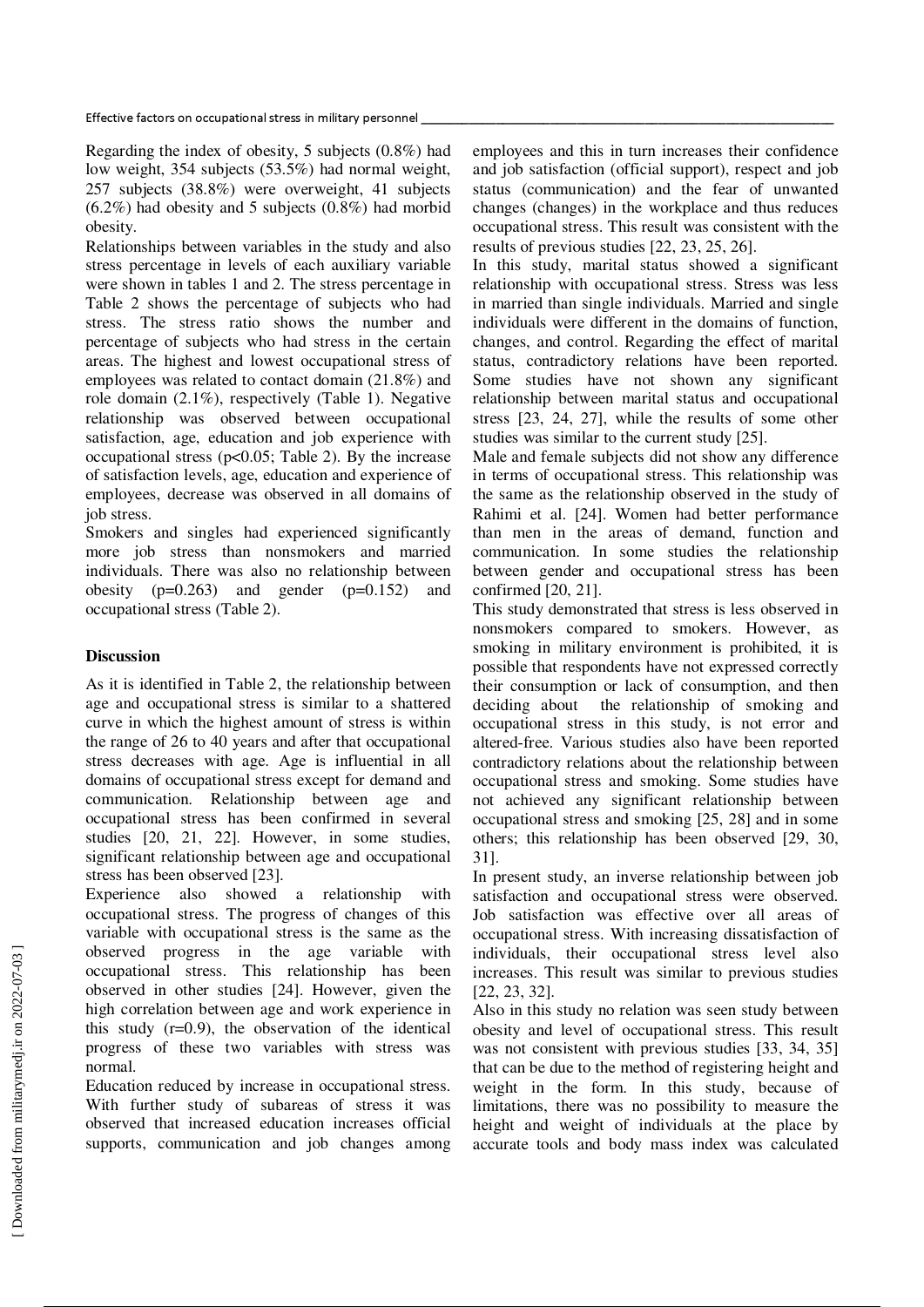Regarding the index of obesity, 5 subjects (0.8%) had low weight, 354 subjects (53.5%) had normal weight, 257 subjects (38.8%) were overweight, 41 subjects (6.2%) had obesity and 5 subjects (0.8%) had morbid obesity.

Relationships between variables in the study and also stress percentage in levels of each auxiliary variable were shown in tables 1 and 2. The stress percentage in Table 2 shows the percentage of subjects who had stress. The stress ratio shows the number and percentage of subjects who had stress in the certain areas. The highest and lowest occupational stress of employees was related to contact domain (21.8%) and role domain (2.1%), respectively (Table 1). Negative relationship was observed between occupational satisfaction, age, education and job experience with occupational stress ($p<0.05$; Table 2). By the increase of satisfaction levels, age, education and experience of employees, decrease was observed in all domains of job stress.

Smokers and singles had experienced significantly more job stress than nonsmokers and married individuals. There was also no relationship between obesity ($p=0.263$) and gender ($p=0.152$) and occupational stress (Table 2).

## Discussion

As it is identified in Table 2, the relationship between age and occupational stress is similar to a shattered curve in which the highest amount of stress is within the range of 26 to 40 years and after that occupational stress decreases with age. Age is influential in all domains of occupational stress except for demand and communication. Relationship between age and occupational stress has been confirmed in several studies [20, 21, 22]. However, in some studies, significant relationship between age and occupational stress has been observed [23].

Experience also showed a relationship with occupational stress. The progress of changes of this variable with occupational stress is the same as the observed progress in the age variable with occupational stress. This relationship has been observed in other studies [24]. However, given the high correlation between age and work experience in this study ($r=0.9$), the observation of the identical progress of these two variables with stress was normal.

Education reduced by increase in occupational stress. With further study of subareas of stress it was observed that increased education increases official supports, communication and job changes among employees and this in turn increases their confidence and job satisfaction (official support), respect and job status (communication) and the fear of unwanted changes (changes) in the workplace and thus reduces occupational stress. This result was consistent with the results of previous studies [22, 23, 25, 26].

In this study, marital status showed a significant relationship with occupational stress. Stress was less in married than single individuals. Married and single individuals were different in the domains of function, changes, and control. Regarding the effect of marital status, contradictory relations have been reported. Some studies have not shown any significant relationship between marital status and occupational stress [23, 24, 27], while the results of some other studies was similar to the current study [25].

Male and female subjects did not show any difference in terms of occupational stress. This relationship was the same as the relationship observed in the study of Rahimi et al. [24]. Women had better performance than men in the areas of demand, function and communication. In some studies the relationship between gender and occupational stress has been confirmed [20, 21].

This study demonstrated that stress is less observed in nonsmokers compared to smokers. However, as smoking in military environment is prohibited, it is possible that respondents have not expressed correctly their consumption or lack of consumption, and then deciding about the relationship of smoking and occupational stress in this study, is not error and altered-free. Various studies also have been reported contradictory relations about the relationship between occupational stress and smoking. Some studies have not achieved any significant relationship between occupational stress and smoking [25, 28] and in some others; this relationship has been observed [29, 30, 31].

In present study, an inverse relationship between job satisfaction and occupational stress were observed. Job satisfaction was effective over all areas of occupational stress. With increasing dissatisfaction of individuals, their occupational stress level also increases. This result was similar to previous studies [22, 23, 32].

Also in this study no relation was seen study between obesity and level of occupational stress. This result was not consistent with previous studies [33, 34, 35] that can be due to the method of registering height and weight in the form. In this study, because of limitations, there was no possibility to measure the height and weight of individuals at the place by accurate tools and body mass index was calculated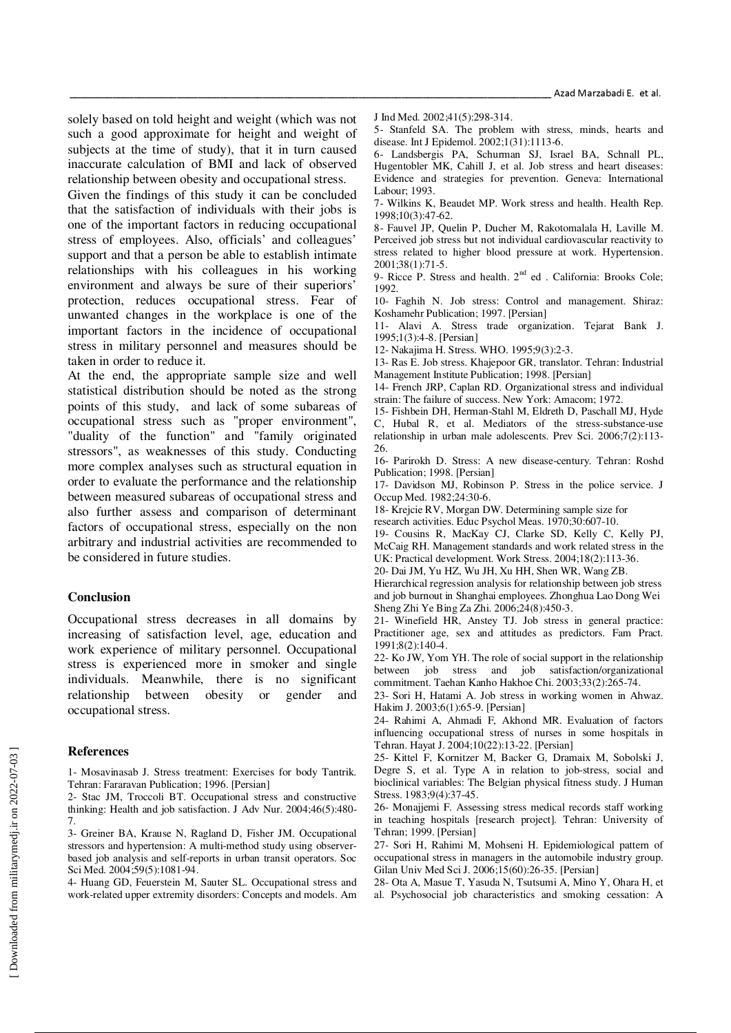solely based on told height and weight (which was not such a good approximate for height and weight of subjects at the time of study), that it in turn caused inaccurate calculation of BMI and lack of observed relationship between obesity and occupational stress.

Given the findings of this study it can be concluded that the satisfaction of individuals with their jobs is one of the important factors in reducing occupational stress of employees. Also, officials' and colleagues' support and that a person be able to establish intimate relationships with his colleagues in his working environment and always be sure of their superiors' protection, reduces occupational stress. Fear of unwanted changes in the workplace is one of the important factors in the incidence of occupational stress in military personnel and measures should be taken in order to reduce it.

At the end, the appropriate sample size and well statistical distribution should be noted as the strong points of this study, and lack of some subareas of occupational stress such as "proper environment", "duality of the function" and "family originated stressors", as weaknesses of this study. Conducting more complex analyses such as structural equation in order to evaluate the performance and the relationship between measured subareas of occupational stress and also further assess and comparison of determinant factors of occupational stress, especially on the non arbitrary and industrial activities are recommended to be considered in future studies.

## Conclusion

Occupational stress decreases in all domains by increasing of satisfaction level, age, education and work experience of military personnel. Occupational stress is experienced more in smoker and single individuals. Meanwhile, there is no significant relationship between obesity or gender and occupational stress.

## References

1- Mosavinasab J. Stress treatment: Exercises for body Tantrik. Tehran: Fararavan Publication; 1996. [Persian]

2- Stac JM, Troccoli BT. Occupational stress and constructive thinking: Health and job satisfaction. J Adv Nur. 2004;46(5):480-7.

3- Greiner BA, Krause N, Ragland D, Fisher JM. Occupational stressors and hypertension: A multi-method study using observer-based job analysis and self-reports in urban transit operators. Soc Sci Med. 2004;59(5):1081-94.

4- Huang GD, Feuerstein M, Sauter SL. Occupational stress and work-related upper extremity disorders: Concepts and models. Am J Ind Med. 2002;41(5):298-314.

5- Stanfeld SA. The problem with stress, minds, hearts and disease. Int J Epidemol. 2002;1(31):1113-6.

6- Landsbergis PA, Schurman SJ, Israel BA, Schnall PL, Hugentobler MK, Cahill J, et al. Job stress and heart diseases: Evidence and strategies for prevention. Geneva: International Labour; 1993.

7- Wilkins K, Beaudet MP. Work stress and health. Health Rep. 1998;10(3):47-62.

8- Fauvel JP, Quelin P, Ducher M, Rakotomalala H, Laville M. Perceived job stress but not individual cardiovascular reactivity to stress related to higher blood pressure at work. Hypertension. 2001;38(1):71-5.

9- Ricce P. Stress and health. 2nd ed . California: Brooks Cole; 1992.

10- Faghih N. Job stress: Control and management. Shiraz: Koshamehr Publication; 1997. [Persian]

11- Alavi A. Stress trade organization. Tejarat Bank J. 1995;1(3):4-8. [Persian]

12- Nakajima H. Stress. WHO. 1995;9(3):2-3.

13- Ras E. Job stress. Khajepoor GR, translator. Tehran: Industrial Management Institute Publication; 1998. [Persian]

14- French JRP, Caplan RD. Organizational stress and individual strain: The failure of success. New York: Amacom; 1972.

15- Fishbein DH, Herman-Stahl M, Eldreth D, Paschall MJ, Hyde C, Hubal R, et al. Mediators of the stress-substance-use relationship in urban male adolescents. Prev Sci. 2006;7(2):113-26.

16- Parirokh D. Stress: A new disease-century. Tehran: Roshd Publication; 1998. [Persian]

17- Davidson MJ, Robinson P. Stress in the police service. J Occup Med. 1982;24:30-6.

18- Krejcie RV, Morgan DW. Determining sample size for research activities. Educ Psychol Meas. 1970;30:607-10.

19- Cousins R, MacKay CJ, Clarke SD, Kelly C, Kelly PJ, McCaig RH. Management standards and work related stress in the UK: Practical development. Work Stress. 2004;18(2):113-36.

20- Dai JM, Yu HZ, Wu JH, Xu HH, Shen WR, Wang ZB. Hierarchical regression analysis for relationship between job stress and job burnout in Shanghai employees. Zhonghua Lao Dong Wei Sheng Zhi Ye Bing Za Zhi. 2006;24(8):450-3.

21- Winefield HR, Anstey TJ. Job stress in general practice: Practitioner age, sex and attitudes as predictors. Fam Pract. 1991;8(2):140-4.

22- Ko JW, Yom YH. The role of social support in the relationship between job stress and job satisfaction/organizational commitment. Taehan Kanho Hakhoe Chi. 2003;33(2):265-74.

23- Sori H, Hatami A. Job stress in working women in Ahwaz. Hakim J. 2003;6(1):65-9. [Persian]

24- Rahimi A, Ahmadi F, Akhond MR. Evaluation of factors influencing occupational stress of nurses in some hospitals in Tehran. Hayat J. 2004;10(22):13-22. [Persian]

25- Kittel F, Kornitzer M, Backer G, Dramaix M, Sobolski J, Degre S, et al. Type A in relation to job-stress, social and bioclinical variables: The Belgian physical fitness study. J Human Stress. 1983;9(4):37-45.

26- Monajjemi F. Assessing stress medical records staff working in teaching hospitals [research project]. Tehran: University of Tehran; 1999. [Persian]

27- Sori H, Rahimi M, Mohseni H. Epidemiological pattern of occupational stress in managers in the automobile industry group. Gilan Univ Med Sci J. 2006;15(60):26-35. [Persian]

28- Ota A, Masue T, Yasuda N, Tsutsumi A, Mino Y, Ohara H, et al. Psychosocial job characteristics and smoking cessation: A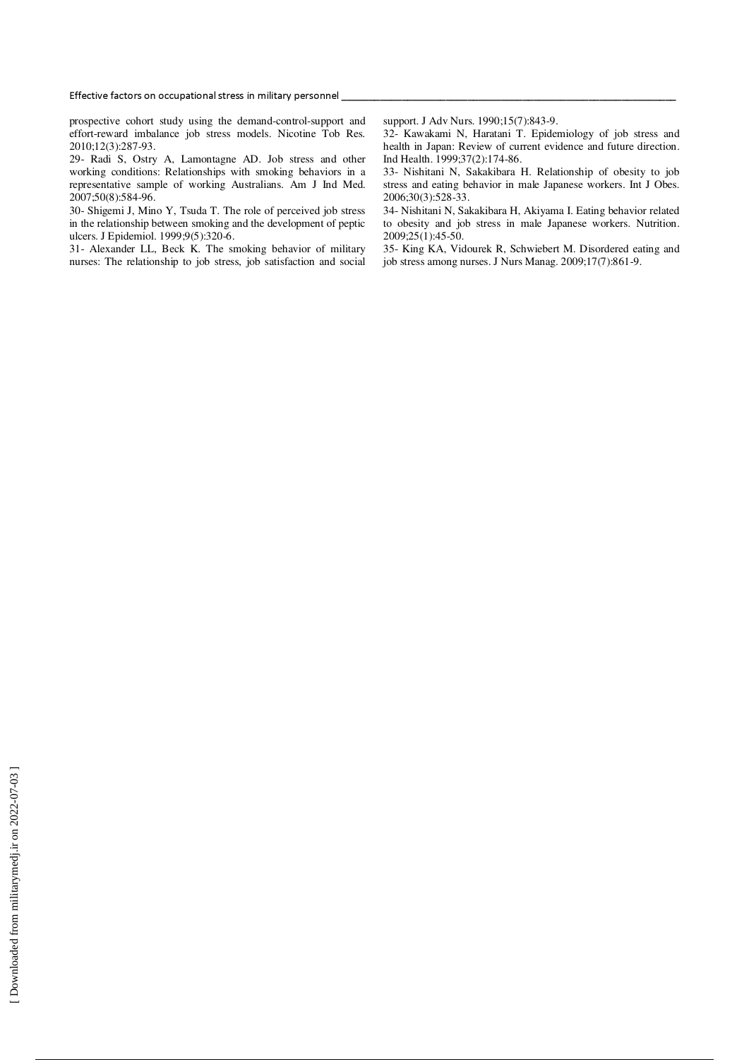prospective cohort study using the demand-control-support and effort-reward imbalance job stress models. Nicotine Tob Res. 2010;12(3):287-93.

29- Radi S, Ostry A, Lamontagne AD. Job stress and other working conditions: Relationships with smoking behaviors in a representative sample of working Australians. Am J Ind Med. 2007;50(8):584-96.

30- Shigemi J, Mino Y, Tsuda T. The role of perceived job stress in the relationship between smoking and the development of peptic ulcers. J Epidemiol. 1999;9(5):320-6.

31- Alexander LL, Beck K. The smoking behavior of military nurses: The relationship to job stress, job satisfaction and social support. J Adv Nurs. 1990;15(7):843-9.

32- Kawakami N, Haratani T. Epidemiology of job stress and health in Japan: Review of current evidence and future direction. Ind Health. 1999;37(2):174-86.

33- Nishitani N, Sakakibara H. Relationship of obesity to job stress and eating behavior in male Japanese workers. Int J Obes. 2006;30(3):528-33.

34- Nishitani N, Sakakibara H, Akiyama I. Eating behavior related to obesity and job stress in male Japanese workers. Nutrition. 2009;25(1):45-50.

35- King KA, Vidourek R, Schwiebert M. Disordered eating and job stress among nurses. J Nurs Manag. 2009;17(7):861-9.